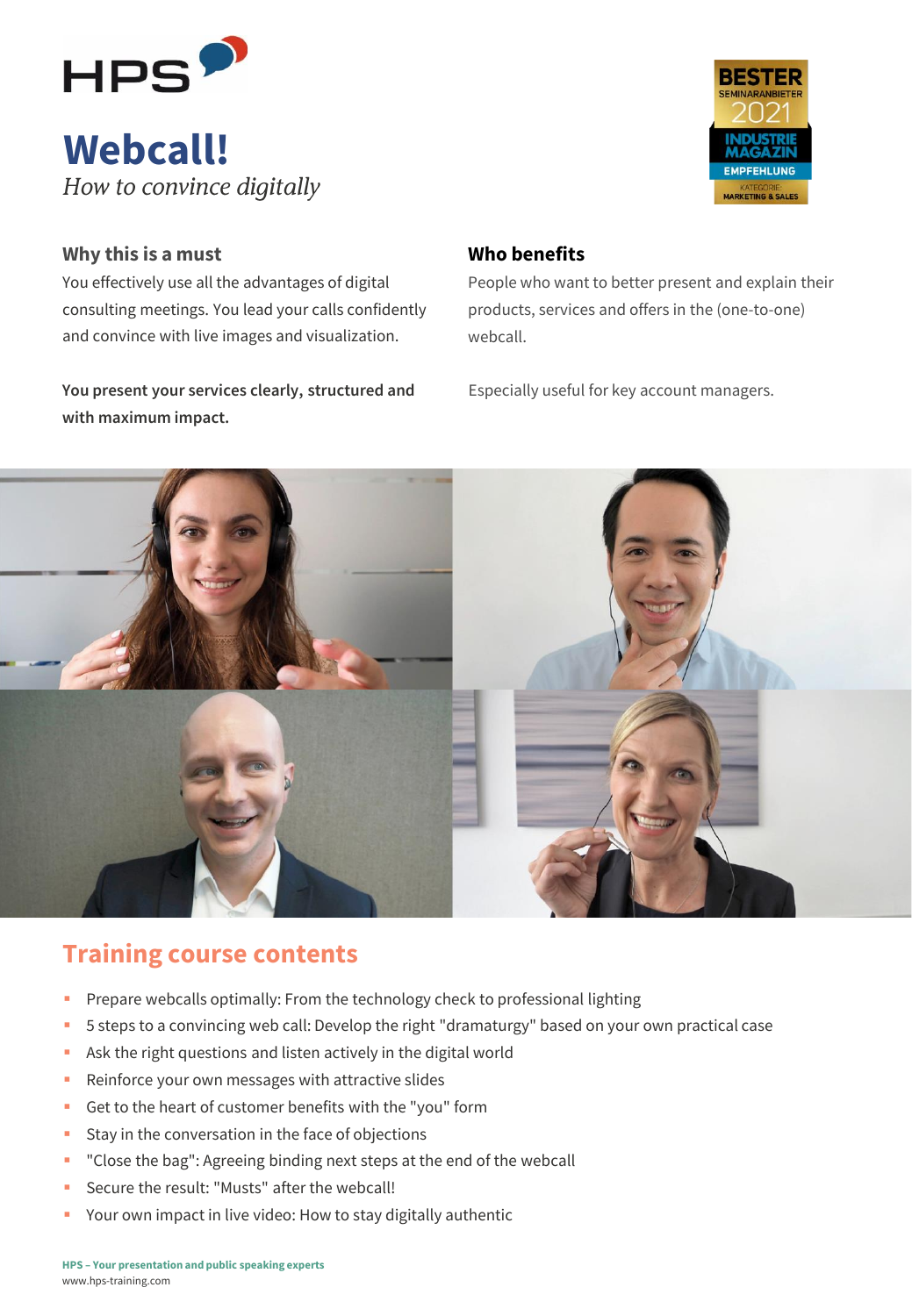HPS

# Webcall!

*How to convince digitally*

BESTER SEMINARANBIETER 2021 INDUSTRIE MAGAZIN EMPFEHLUNG KATEGORIE: MARKETING & SALES

### Why this is a must

You effectively use all the advantages of digital consulting meetings. You lead your calls confidently and convince with live images and visualization.

**You present your services clearly, structured and with maximum impact.**

### Who benefits

People who want to better present and explain their products, services and offers in the (one-to-one) webcall.

Especially useful for key account managers.

## Training course contents

- Prepare webcalls optimally: From the technology check to professional lighting
- 5 steps to a convincing web call: Develop the right "dramaturgy" based on your own practical case
- Ask the right questions and listen actively in the digital world
- Reinforce your own messages with attractive slides
- Get to the heart of customer benefits with the "you" form
- Stay in the conversation in the face of objections
- "Close the bag": Agreeing binding next steps at the end of the webcall
- Secure the result: "Musts" after the webcall!
- Your own impact in live video: How to stay digitally authentic

**HPS – Your presentation and public speaking experts**
www.hps-training.com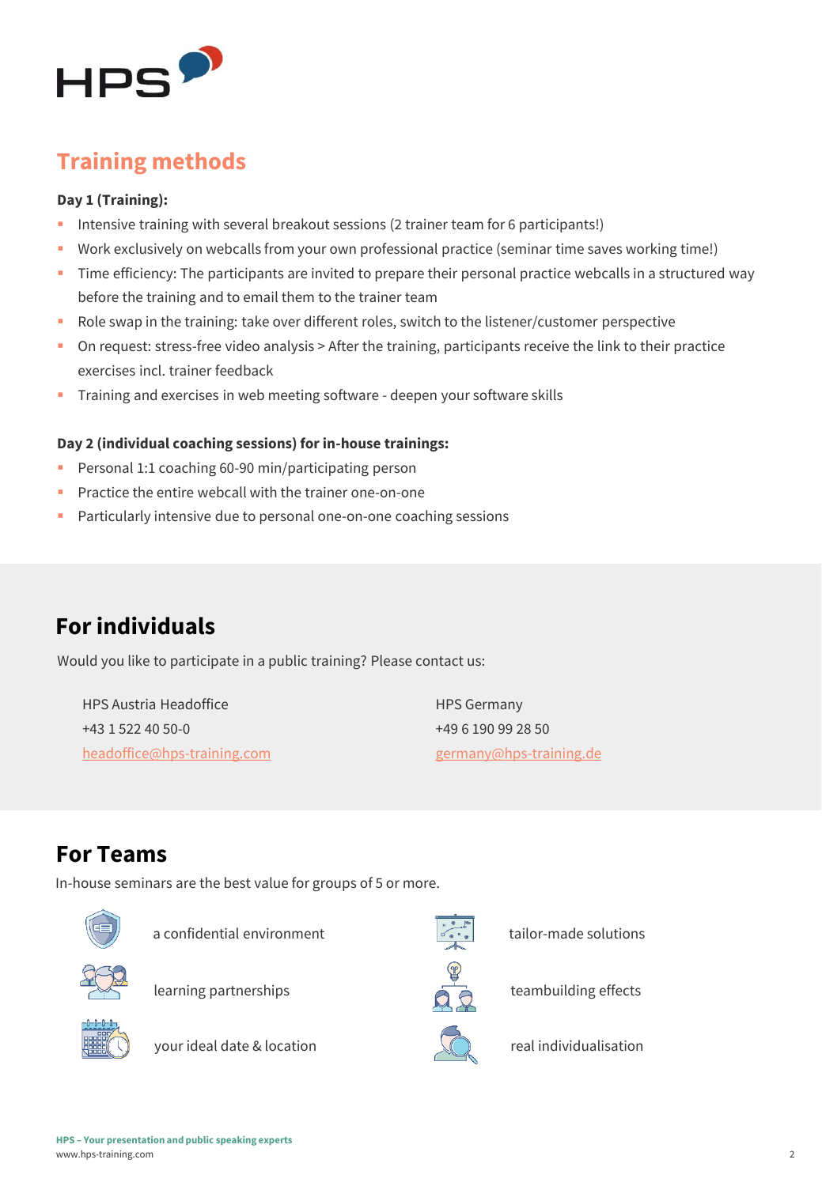HPS

## Training methods

**Day 1 (Training):**

- Intensive training with several breakout sessions (2 trainer team for 6 participants!)
- Work exclusively on webcalls from your own professional practice (seminar time saves working time!)
- Time efficiency: The participants are invited to prepare their personal practice webcalls in a structured way before the training and to email them to the trainer team
- Role swap in the training: take over different roles, switch to the listener/customer perspective
- On request: stress-free video analysis > After the training, participants receive the link to their practice exercises incl. trainer feedback
- Training and exercises in web meeting software - deepen your software skills

**Day 2 (individual coaching sessions) for in-house trainings:**

- Personal 1:1 coaching 60-90 min/participating person
- Practice the entire webcall with the trainer one-on-one
- Particularly intensive due to personal one-on-one coaching sessions

## For individuals

Would you like to participate in a public training? Please contact us:

HPS Austria Headoffice
+43 1 522 40 50-0
headoffice@hps-training.com

HPS Germany
+49 6 190 99 28 50
germany@hps-training.de

## For Teams

In-house seminars are the best value for groups of 5 or more.

- a confidential environment
- tailor-made solutions
- learning partnerships
- teambuilding effects
- your ideal date & location
- real individualisation

**HPS – Your presentation and public speaking experts**
www.hps-training.com